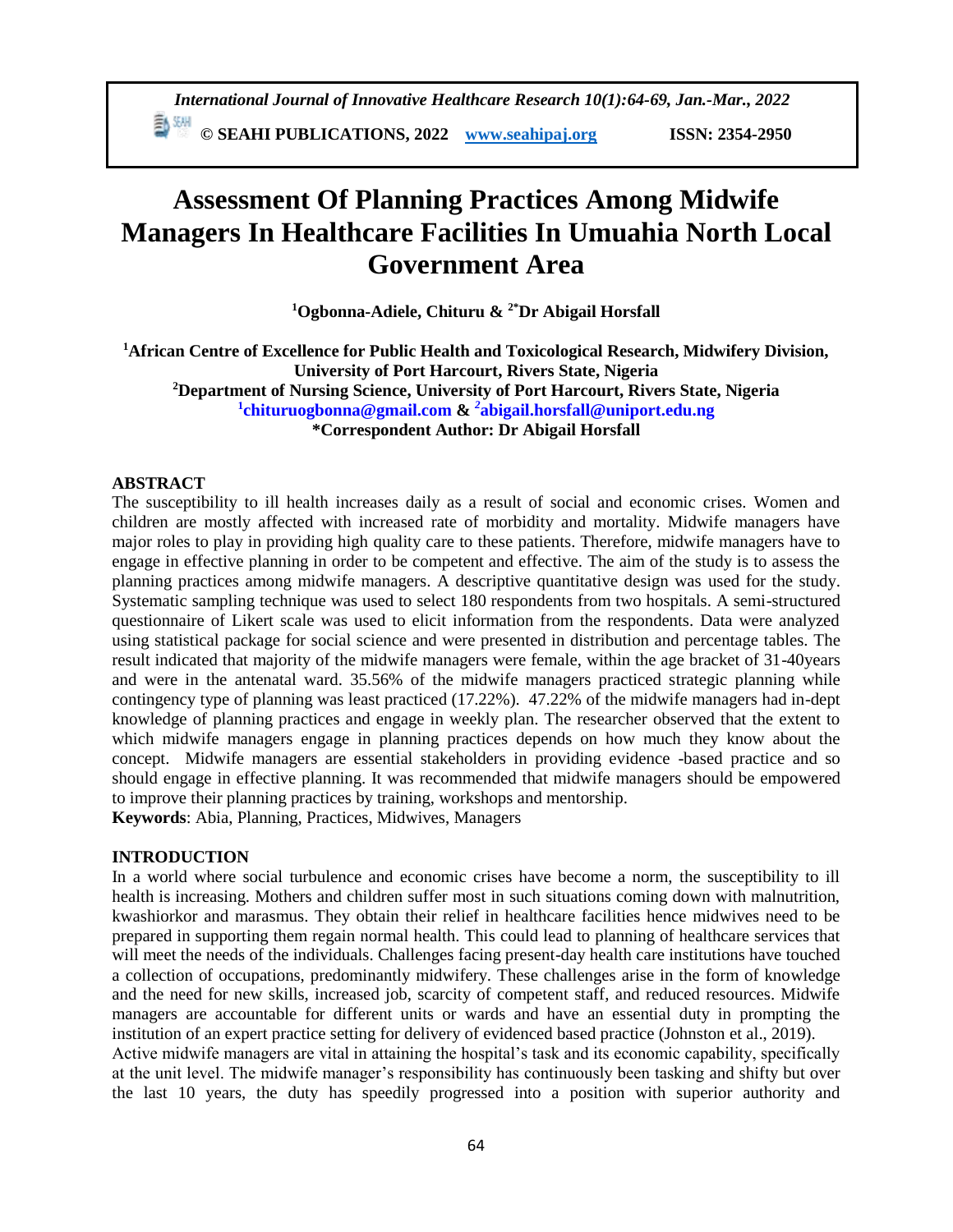# Assessment Of Planning Practices Among Midwife Managers In Healthcare Facilities In Umuahia North Local Government Area

**[1]Ogbonna-Adiele, Chituru & [2*]Dr Abigail Horsfall**

**[1]African Centre of Excellence for Public Health and Toxicological Research, Midwifery Division, University of Port Harcourt, Rivers State, Nigeria**
**[2]Department of Nursing Science, University of Port Harcourt, Rivers State, Nigeria**
**[1]chituruogbonna@gmail.com & [2]abigail.horsfall@uniport.edu.ng**
**\*Correspondent Author: Dr Abigail Horsfall**

## ABSTRACT

The susceptibility to ill health increases daily as a result of social and economic crises. Women and children are mostly affected with increased rate of morbidity and mortality. Midwife managers have major roles to play in providing high quality care to these patients. Therefore, midwife managers have to engage in effective planning in order to be competent and effective. The aim of the study is to assess the planning practices among midwife managers. A descriptive quantitative design was used for the study. Systematic sampling technique was used to select 180 respondents from two hospitals. A semi-structured questionnaire of Likert scale was used to elicit information from the respondents. Data were analyzed using statistical package for social science and were presented in distribution and percentage tables. The result indicated that majority of the midwife managers were female, within the age bracket of 31-40years and were in the antenatal ward. 35.56% of the midwife managers practiced strategic planning while contingency type of planning was least practiced (17.22%). 47.22% of the midwife managers had in-dept knowledge of planning practices and engage in weekly plan. The researcher observed that the extent to which midwife managers engage in planning practices depends on how much they know about the concept. Midwife managers are essential stakeholders in providing evidence -based practice and so should engage in effective planning. It was recommended that midwife managers should be empowered to improve their planning practices by training, workshops and mentorship.

**Keywords**: Abia, Planning, Practices, Midwives, Managers

## INTRODUCTION

In a world where social turbulence and economic crises have become a norm, the susceptibility to ill health is increasing. Mothers and children suffer most in such situations coming down with malnutrition, kwashiorkor and marasmus. They obtain their relief in healthcare facilities hence midwives need to be prepared in supporting them regain normal health. This could lead to planning of healthcare services that will meet the needs of the individuals. Challenges facing present-day health care institutions have touched a collection of occupations, predominantly midwifery. These challenges arise in the form of knowledge and the need for new skills, increased job, scarcity of competent staff, and reduced resources. Midwife managers are accountable for different units or wards and have an essential duty in prompting the institution of an expert practice setting for delivery of evidenced based practice (Johnston et al., 2019).

Active midwife managers are vital in attaining the hospital's task and its economic capability, specifically at the unit level. The midwife manager's responsibility has continuously been tasking and shifty but over the last 10 years, the duty has speedily progressed into a position with superior authority and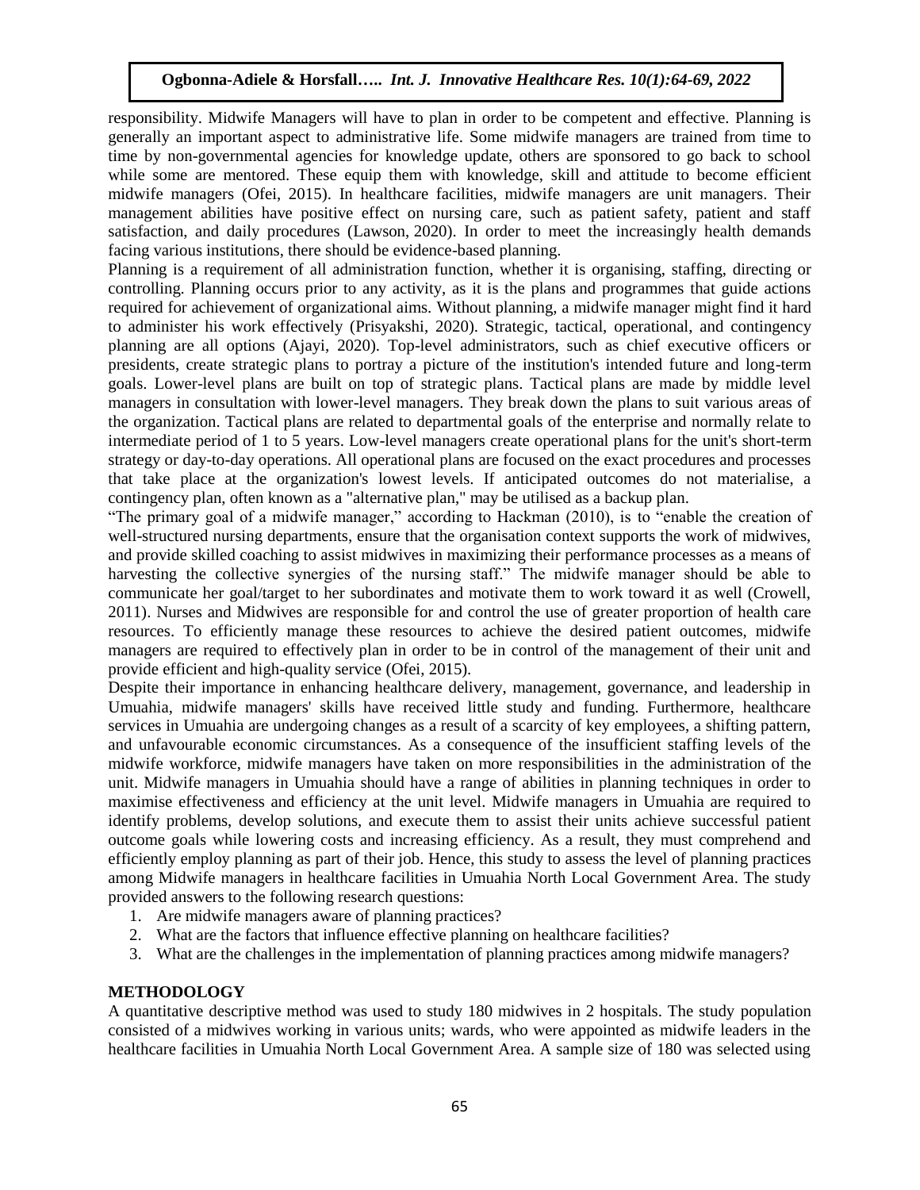responsibility. Midwife Managers will have to plan in order to be competent and effective. Planning is generally an important aspect to administrative life. Some midwife managers are trained from time to time by non-governmental agencies for knowledge update, others are sponsored to go back to school while some are mentored. These equip them with knowledge, skill and attitude to become efficient midwife managers (Ofei, 2015). In healthcare facilities, midwife managers are unit managers. Their management abilities have positive effect on nursing care, such as patient safety, patient and staff satisfaction, and daily procedures (Lawson, 2020). In order to meet the increasingly health demands facing various institutions, there should be evidence-based planning.

Planning is a requirement of all administration function, whether it is organising, staffing, directing or controlling. Planning occurs prior to any activity, as it is the plans and programmes that guide actions required for achievement of organizational aims. Without planning, a midwife manager might find it hard to administer his work effectively (Prisyakshi, 2020). Strategic, tactical, operational, and contingency planning are all options (Ajayi, 2020). Top-level administrators, such as chief executive officers or presidents, create strategic plans to portray a picture of the institution's intended future and long-term goals. Lower-level plans are built on top of strategic plans. Tactical plans are made by middle level managers in consultation with lower-level managers. They break down the plans to suit various areas of the organization. Tactical plans are related to departmental goals of the enterprise and normally relate to intermediate period of 1 to 5 years. Low-level managers create operational plans for the unit's short-term strategy or day-to-day operations. All operational plans are focused on the exact procedures and processes that take place at the organization's lowest levels. If anticipated outcomes do not materialise, a contingency plan, often known as a "alternative plan," may be utilised as a backup plan.

"The primary goal of a midwife manager," according to Hackman (2010), is to "enable the creation of well-structured nursing departments, ensure that the organisation context supports the work of midwives, and provide skilled coaching to assist midwives in maximizing their performance processes as a means of harvesting the collective synergies of the nursing staff." The midwife manager should be able to communicate her goal/target to her subordinates and motivate them to work toward it as well (Crowell, 2011). Nurses and Midwives are responsible for and control the use of greater proportion of health care resources. To efficiently manage these resources to achieve the desired patient outcomes, midwife managers are required to effectively plan in order to be in control of the management of their unit and provide efficient and high-quality service (Ofei, 2015).

Despite their importance in enhancing healthcare delivery, management, governance, and leadership in Umuahia, midwife managers' skills have received little study and funding. Furthermore, healthcare services in Umuahia are undergoing changes as a result of a scarcity of key employees, a shifting pattern, and unfavourable economic circumstances. As a consequence of the insufficient staffing levels of the midwife workforce, midwife managers have taken on more responsibilities in the administration of the unit. Midwife managers in Umuahia should have a range of abilities in planning techniques in order to maximise effectiveness and efficiency at the unit level. Midwife managers in Umuahia are required to identify problems, develop solutions, and execute them to assist their units achieve successful patient outcome goals while lowering costs and increasing efficiency. As a result, they must comprehend and efficiently employ planning as part of their job. Hence, this study to assess the level of planning practices among Midwife managers in healthcare facilities in Umuahia North Local Government Area. The study provided answers to the following research questions:

1. Are midwife managers aware of planning practices?
2. What are the factors that influence effective planning on healthcare facilities?
3. What are the challenges in the implementation of planning practices among midwife managers?

## METHODOLOGY

A quantitative descriptive method was used to study 180 midwives in 2 hospitals. The study population consisted of a midwives working in various units; wards, who were appointed as midwife leaders in the healthcare facilities in Umuahia North Local Government Area. A sample size of 180 was selected using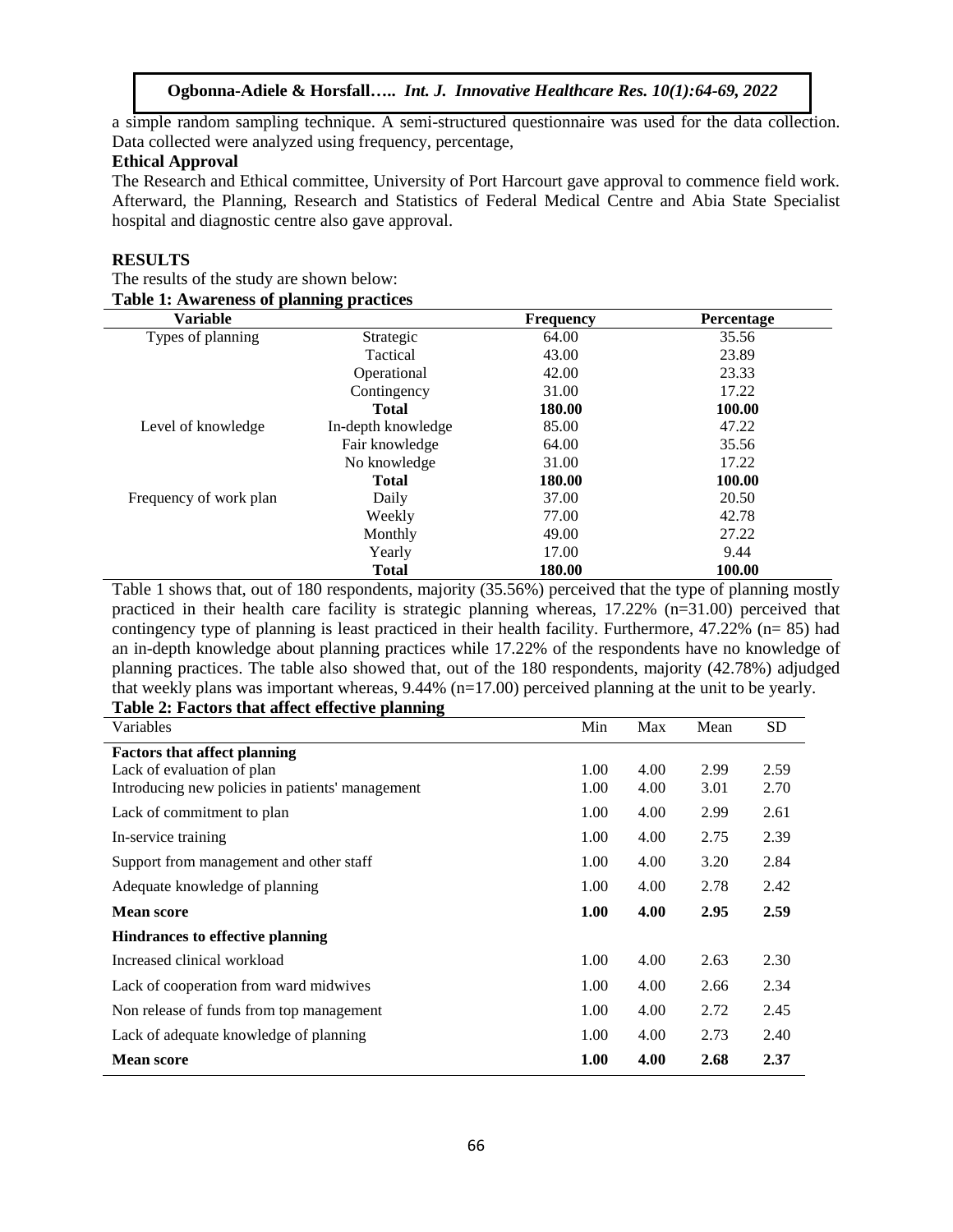a simple random sampling technique. A semi-structured questionnaire was used for the data collection. Data collected were analyzed using frequency, percentage,

**Ethical Approval**

The Research and Ethical committee, University of Port Harcourt gave approval to commence field work. Afterward, the Planning, Research and Statistics of Federal Medical Centre and Abia State Specialist hospital and diagnostic centre also gave approval.

## RESULTS

The results of the study are shown below:

**Table 1: Awareness of planning practices**

| Variable | | Frequency | Percentage |
|---|---|---|---|
| Types of planning | Strategic | 64.00 | 35.56 |
| | Tactical | 43.00 | 23.89 |
| | Operational | 42.00 | 23.33 |
| | Contingency | 31.00 | 17.22 |
| | **Total** | **180.00** | **100.00** |
| Level of knowledge | In-depth knowledge | 85.00 | 47.22 |
| | Fair knowledge | 64.00 | 35.56 |
| | No knowledge | 31.00 | 17.22 |
| | **Total** | **180.00** | **100.00** |
| Frequency of work plan | Daily | 37.00 | 20.50 |
| | Weekly | 77.00 | 42.78 |
| | Monthly | 49.00 | 27.22 |
| | Yearly | 17.00 | 9.44 |
| | **Total** | **180.00** | **100.00** |

Table 1 shows that, out of 180 respondents, majority (35.56%) perceived that the type of planning mostly practiced in their health care facility is strategic planning whereas, 17.22% (n=31.00) perceived that contingency type of planning is least practiced in their health facility. Furthermore, 47.22% (n= 85) had an in-depth knowledge about planning practices while 17.22% of the respondents have no knowledge of planning practices. The table also showed that, out of the 180 respondents, majority (42.78%) adjudged that weekly plans was important whereas, 9.44% (n=17.00) perceived planning at the unit to be yearly.

**Table 2: Factors that affect effective planning**

| Variables | Min | Max | Mean | SD |
|---|---|---|---|---|
| **Factors that affect planning** | | | | |
| Lack of evaluation of plan | 1.00 | 4.00 | 2.99 | 2.59 |
| Introducing new policies in patients' management | 1.00 | 4.00 | 3.01 | 2.70 |
| Lack of commitment to plan | 1.00 | 4.00 | 2.99 | 2.61 |
| In-service training | 1.00 | 4.00 | 2.75 | 2.39 |
| Support from management and other staff | 1.00 | 4.00 | 3.20 | 2.84 |
| Adequate knowledge of planning | 1.00 | 4.00 | 2.78 | 2.42 |
| **Mean score** | **1.00** | **4.00** | **2.95** | **2.59** |
| **Hindrances to effective planning** | | | | |
| Increased clinical workload | 1.00 | 4.00 | 2.63 | 2.30 |
| Lack of cooperation from ward midwives | 1.00 | 4.00 | 2.66 | 2.34 |
| Non release of funds from top management | 1.00 | 4.00 | 2.72 | 2.45 |
| Lack of adequate knowledge of planning | 1.00 | 4.00 | 2.73 | 2.40 |
| **Mean score** | **1.00** | **4.00** | **2.68** | **2.37** |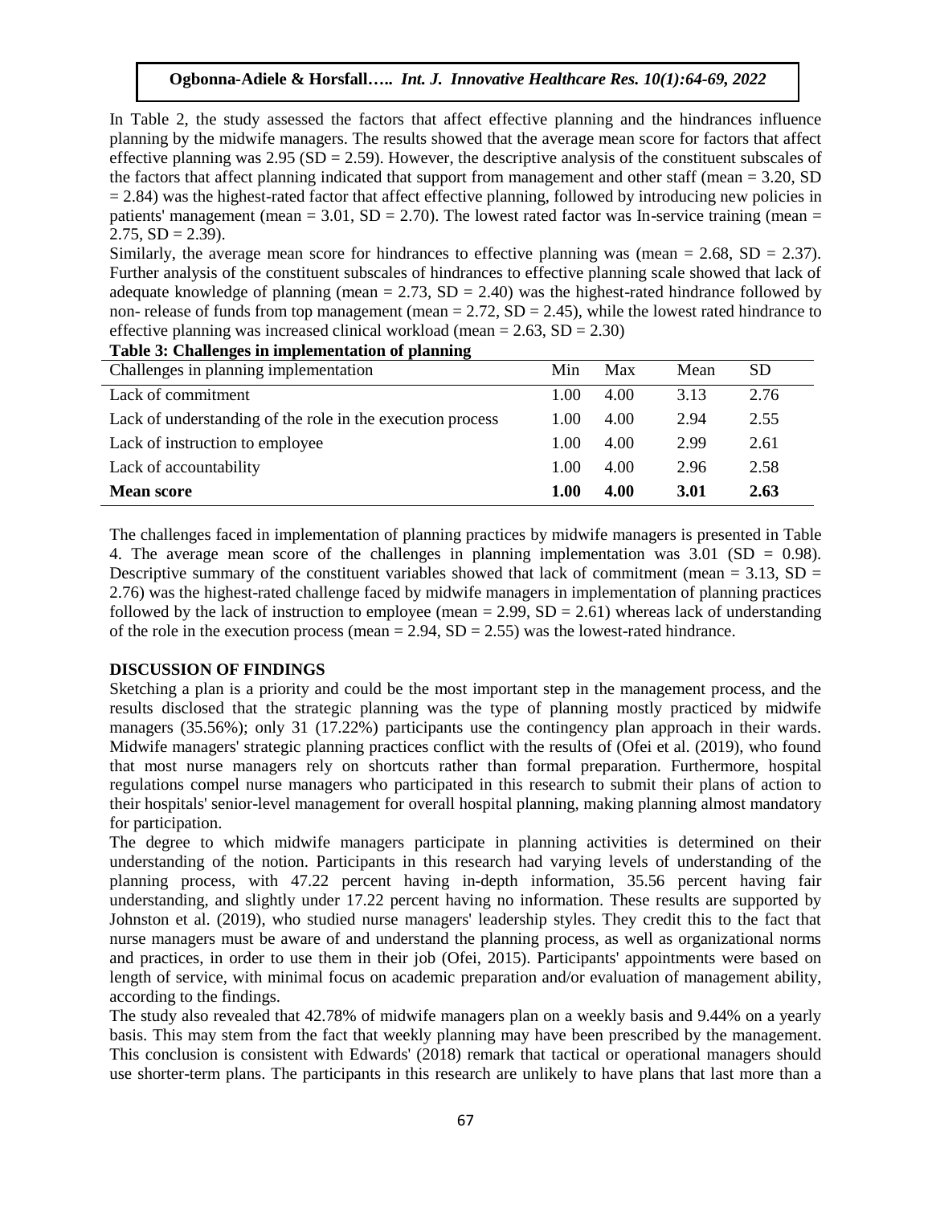In Table 2, the study assessed the factors that affect effective planning and the hindrances influence planning by the midwife managers. The results showed that the average mean score for factors that affect effective planning was 2.95 (SD = 2.59). However, the descriptive analysis of the constituent subscales of the factors that affect planning indicated that support from management and other staff (mean = 3.20, SD = 2.84) was the highest-rated factor that affect effective planning, followed by introducing new policies in patients' management (mean = 3.01, SD = 2.70). The lowest rated factor was In-service training (mean = 2.75, SD = 2.39).

Similarly, the average mean score for hindrances to effective planning was (mean = 2.68, SD = 2.37). Further analysis of the constituent subscales of hindrances to effective planning scale showed that lack of adequate knowledge of planning (mean = 2.73, SD = 2.40) was the highest-rated hindrance followed by non- release of funds from top management (mean = 2.72, SD = 2.45), while the lowest rated hindrance to effective planning was increased clinical workload (mean = 2.63, SD = 2.30)

**Table 3: Challenges in implementation of planning**

| Challenges in planning implementation | Min | Max | Mean | SD |
|---|---|---|---|---|
| Lack of commitment | 1.00 | 4.00 | 3.13 | 2.76 |
| Lack of understanding of the role in the execution process | 1.00 | 4.00 | 2.94 | 2.55 |
| Lack of instruction to employee | 1.00 | 4.00 | 2.99 | 2.61 |
| Lack of accountability | 1.00 | 4.00 | 2.96 | 2.58 |
| **Mean score** | **1.00** | **4.00** | **3.01** | **2.63** |

The challenges faced in implementation of planning practices by midwife managers is presented in Table 4. The average mean score of the challenges in planning implementation was 3.01 (SD = 0.98). Descriptive summary of the constituent variables showed that lack of commitment (mean = 3.13, SD = 2.76) was the highest-rated challenge faced by midwife managers in implementation of planning practices followed by the lack of instruction to employee (mean = 2.99, SD = 2.61) whereas lack of understanding of the role in the execution process (mean = 2.94, SD = 2.55) was the lowest-rated hindrance.

## DISCUSSION OF FINDINGS

Sketching a plan is a priority and could be the most important step in the management process, and the results disclosed that the strategic planning was the type of planning mostly practiced by midwife managers (35.56%); only 31 (17.22%) participants use the contingency plan approach in their wards. Midwife managers' strategic planning practices conflict with the results of (Ofei et al. (2019), who found that most nurse managers rely on shortcuts rather than formal preparation. Furthermore, hospital regulations compel nurse managers who participated in this research to submit their plans of action to their hospitals' senior-level management for overall hospital planning, making planning almost mandatory for participation.

The degree to which midwife managers participate in planning activities is determined on their understanding of the notion. Participants in this research had varying levels of understanding of the planning process, with 47.22 percent having in-depth information, 35.56 percent having fair understanding, and slightly under 17.22 percent having no information. These results are supported by Johnston et al. (2019), who studied nurse managers' leadership styles. They credit this to the fact that nurse managers must be aware of and understand the planning process, as well as organizational norms and practices, in order to use them in their job (Ofei, 2015). Participants' appointments were based on length of service, with minimal focus on academic preparation and/or evaluation of management ability, according to the findings.

The study also revealed that 42.78% of midwife managers plan on a weekly basis and 9.44% on a yearly basis. This may stem from the fact that weekly planning may have been prescribed by the management. This conclusion is consistent with Edwards' (2018) remark that tactical or operational managers should use shorter-term plans. The participants in this research are unlikely to have plans that last more than a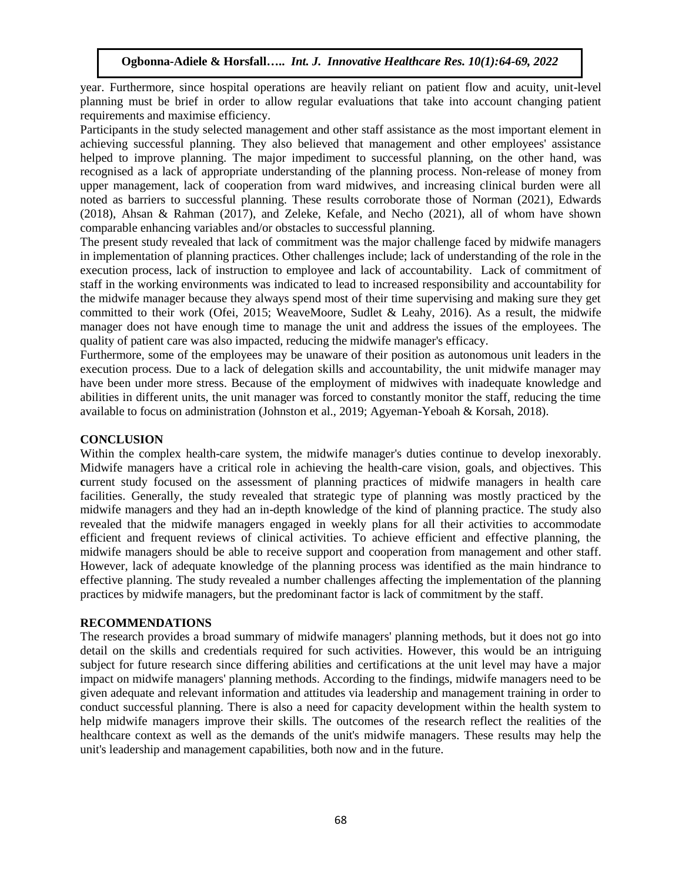year. Furthermore, since hospital operations are heavily reliant on patient flow and acuity, unit-level planning must be brief in order to allow regular evaluations that take into account changing patient requirements and maximise efficiency.

Participants in the study selected management and other staff assistance as the most important element in achieving successful planning. They also believed that management and other employees' assistance helped to improve planning. The major impediment to successful planning, on the other hand, was recognised as a lack of appropriate understanding of the planning process. Non-release of money from upper management, lack of cooperation from ward midwives, and increasing clinical burden were all noted as barriers to successful planning. These results corroborate those of Norman (2021), Edwards (2018), Ahsan & Rahman (2017), and Zeleke, Kefale, and Necho (2021), all of whom have shown comparable enhancing variables and/or obstacles to successful planning.

The present study revealed that lack of commitment was the major challenge faced by midwife managers in implementation of planning practices. Other challenges include; lack of understanding of the role in the execution process, lack of instruction to employee and lack of accountability. Lack of commitment of staff in the working environments was indicated to lead to increased responsibility and accountability for the midwife manager because they always spend most of their time supervising and making sure they get committed to their work (Ofei, 2015; WeaveMoore, Sudlet & Leahy, 2016). As a result, the midwife manager does not have enough time to manage the unit and address the issues of the employees. The quality of patient care was also impacted, reducing the midwife manager's efficacy.

Furthermore, some of the employees may be unaware of their position as autonomous unit leaders in the execution process. Due to a lack of delegation skills and accountability, the unit midwife manager may have been under more stress. Because of the employment of midwives with inadequate knowledge and abilities in different units, the unit manager was forced to constantly monitor the staff, reducing the time available to focus on administration (Johnston et al., 2019; Agyeman-Yeboah & Korsah, 2018).

## CONCLUSION

Within the complex health-care system, the midwife manager's duties continue to develop inexorably. Midwife managers have a critical role in achieving the health-care vision, goals, and objectives. This current study focused on the assessment of planning practices of midwife managers in health care facilities. Generally, the study revealed that strategic type of planning was mostly practiced by the midwife managers and they had an in-depth knowledge of the kind of planning practice. The study also revealed that the midwife managers engaged in weekly plans for all their activities to accommodate efficient and frequent reviews of clinical activities. To achieve efficient and effective planning, the midwife managers should be able to receive support and cooperation from management and other staff. However, lack of adequate knowledge of the planning process was identified as the main hindrance to effective planning. The study revealed a number challenges affecting the implementation of the planning practices by midwife managers, but the predominant factor is lack of commitment by the staff.

## RECOMMENDATIONS

The research provides a broad summary of midwife managers' planning methods, but it does not go into detail on the skills and credentials required for such activities. However, this would be an intriguing subject for future research since differing abilities and certifications at the unit level may have a major impact on midwife managers' planning methods. According to the findings, midwife managers need to be given adequate and relevant information and attitudes via leadership and management training in order to conduct successful planning. There is also a need for capacity development within the health system to help midwife managers improve their skills. The outcomes of the research reflect the realities of the healthcare context as well as the demands of the unit's midwife managers. These results may help the unit's leadership and management capabilities, both now and in the future.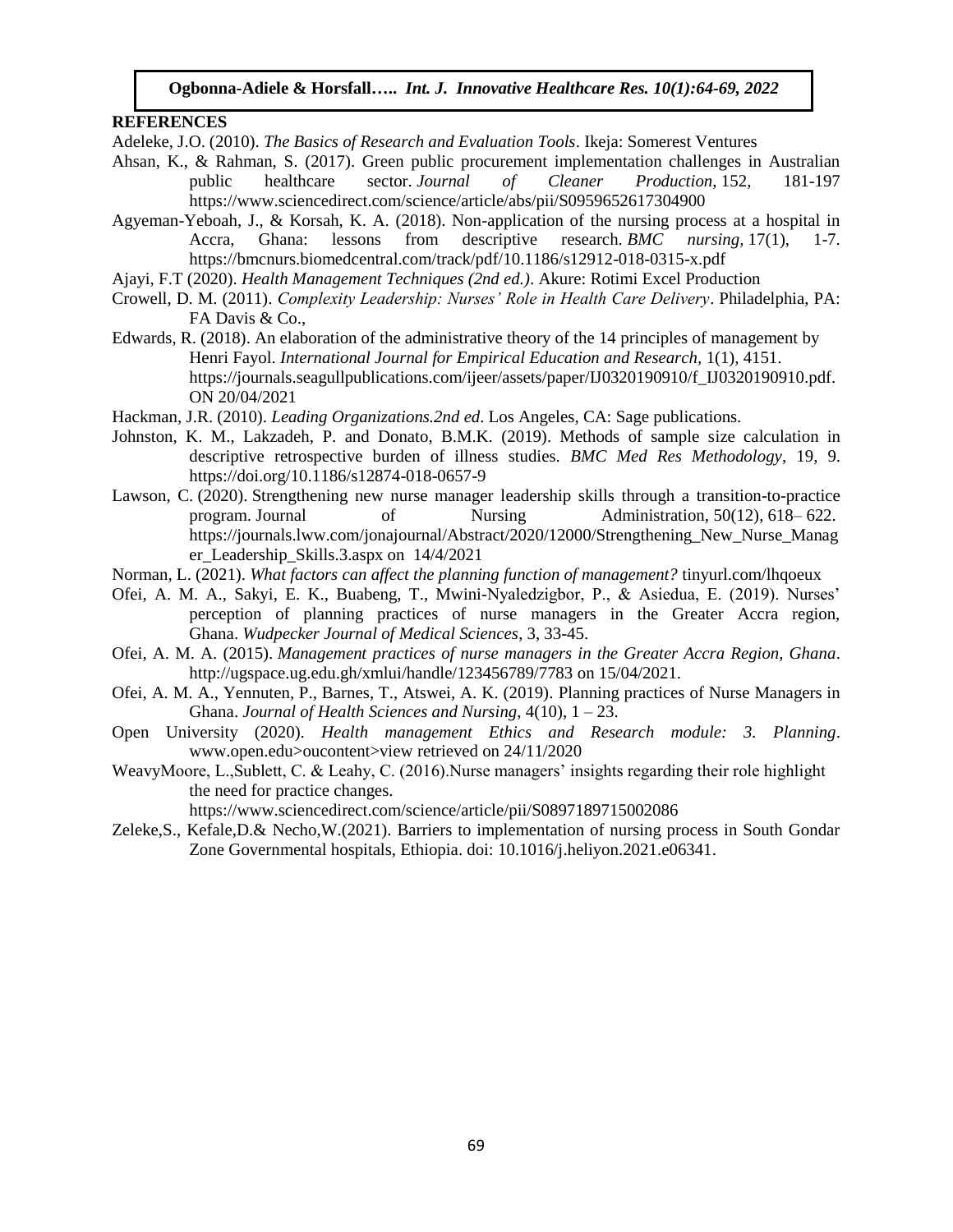## REFERENCES

Adeleke, J.O. (2010). *The Basics of Research and Evaluation Tools*. Ikeja: Somerest Ventures

Ahsan, K., & Rahman, S. (2017). Green public procurement implementation challenges in Australian public healthcare sector. *Journal of Cleaner Production,* 152, 181-197 https://www.sciencedirect.com/science/article/abs/pii/S0959652617304900

Agyeman-Yeboah, J., & Korsah, K. A. (2018). Non-application of the nursing process at a hospital in Accra, Ghana: lessons from descriptive research. *BMC nursing,* 17(1), 1-7. https://bmcnurs.biomedcentral.com/track/pdf/10.1186/s12912-018-0315-x.pdf

Ajayi, F.T (2020). *Health Management Techniques (2nd ed.)*. Akure: Rotimi Excel Production

Crowell, D. M. (2011). *Complexity Leadership: Nurses' Role in Health Care Delivery*. Philadelphia, PA: FA Davis & Co.,

Edwards, R. (2018). An elaboration of the administrative theory of the 14 principles of management by Henri Fayol. *International Journal for Empirical Education and Research,* 1(1), 4151. https://journals.seagullpublications.com/ijeer/assets/paper/IJ0320190910/f_IJ0320190910.pdf. ON 20/04/2021

Hackman, J.R. (2010). *Leading Organizations.2nd ed*. Los Angeles, CA: Sage publications.

Johnston, K. M., Lakzadeh, P. and Donato, B.M.K. (2019). Methods of sample size calculation in descriptive retrospective burden of illness studies. *BMC Med Res Methodology*, 19, 9. https://doi.org/10.1186/s12874-018-0657-9

Lawson, C. (2020). Strengthening new nurse manager leadership skills through a transition-to-practice program. Journal of Nursing Administration, 50(12), 618– 622. https://journals.lww.com/jonajournal/Abstract/2020/12000/Strengthening_New_Nurse_Manager_Leadership_Skills.3.aspx on 14/4/2021

Norman, L. (2021). *What factors can affect the planning function of management?* tinyurl.com/lhqoeux

Ofei, A. M. A., Sakyi, E. K., Buabeng, T., Mwini-Nyaledzigbor, P., & Asiedua, E. (2019). Nurses' perception of planning practices of nurse managers in the Greater Accra region, Ghana. *Wudpecker Journal of Medical Sciences*, 3, 33-45.

Ofei, A. M. A. (2015). *Management practices of nurse managers in the Greater Accra Region, Ghana*. http://ugspace.ug.edu.gh/xmlui/handle/123456789/7783 on 15/04/2021.

Ofei, A. M. A., Yennuten, P., Barnes, T., Atswei, A. K. (2019). Planning practices of Nurse Managers in Ghana. *Journal of Health Sciences and Nursing*, 4(10), 1 – 23.

Open University (2020). *Health management Ethics and Research module: 3. Planning*. www.open.edu>oucontent>view retrieved on 24/11/2020

WeavyMoore, L.,Sublett, C. & Leahy, C. (2016).Nurse managers' insights regarding their role highlight the need for practice changes. https://www.sciencedirect.com/science/article/pii/S0897189715002086

Zeleke,S., Kefale,D.& Necho,W.(2021). Barriers to implementation of nursing process in South Gondar Zone Governmental hospitals, Ethiopia. doi: 10.1016/j.heliyon.2021.e06341.